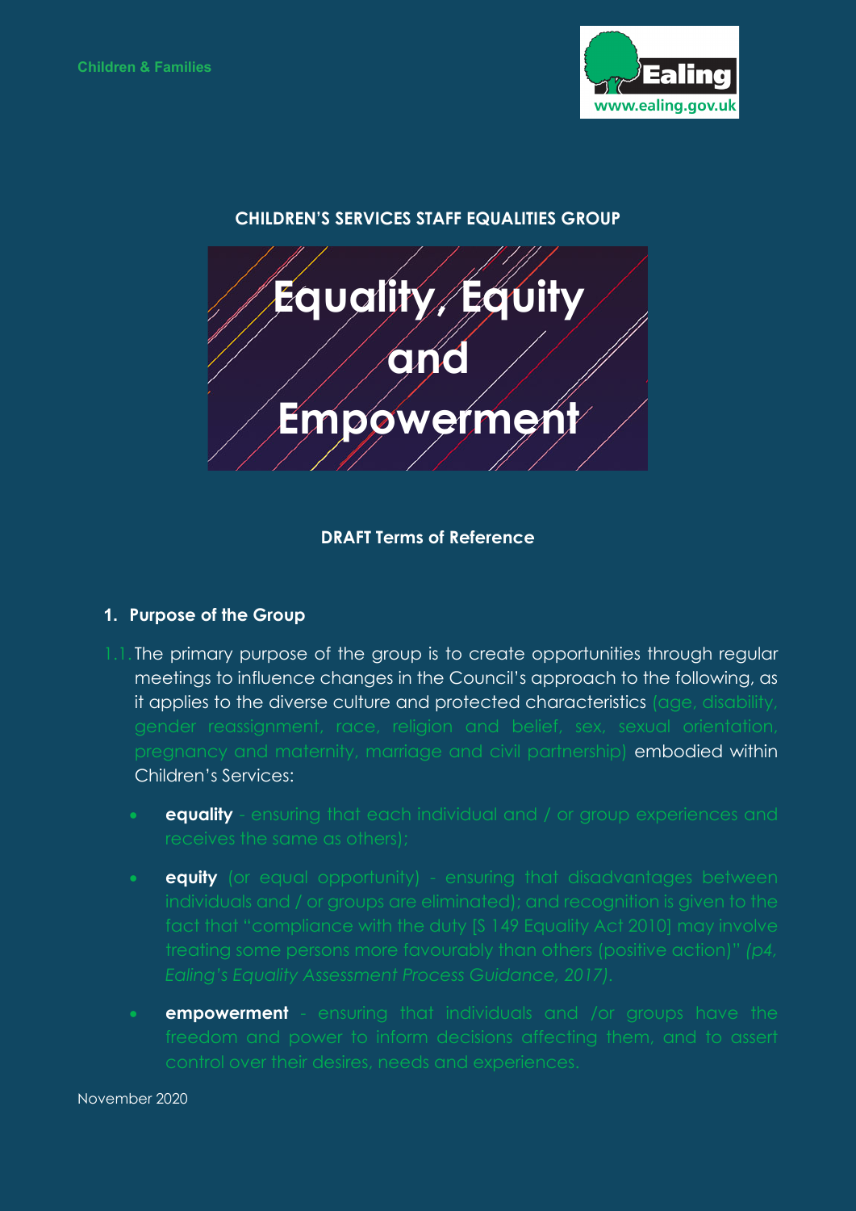Children & Families

Ealing
www.ealing.gov.uk

**CHILDREN'S SERVICES STAFF EQUALITIES GROUP**

# Equality, Equity and Empowerment

**DRAFT Terms of Reference**

## 1. Purpose of the Group

1.1. The primary purpose of the group is to create opportunities through regular meetings to influence changes in the Council's approach to the following, as it applies to the diverse culture and protected characteristics (age, disability, gender reassignment, race, religion and belief, sex, sexual orientation, pregnancy and maternity, marriage and civil partnership) embodied within Children's Services:

- **equality** - ensuring that each individual and / or group experiences and receives the same as others);
- **equity** (or equal opportunity) - ensuring that disadvantages between individuals and / or groups are eliminated); and recognition is given to the fact that "compliance with the duty [S 149 Equality Act 2010] may involve treating some persons more favourably than others (positive action)" *(p4, Ealing's Equality Assessment Process Guidance, 2017).*
- **empowerment** - ensuring that individuals and /or groups have the freedom and power to inform decisions affecting them, and to assert control over their desires, needs and experiences.

November 2020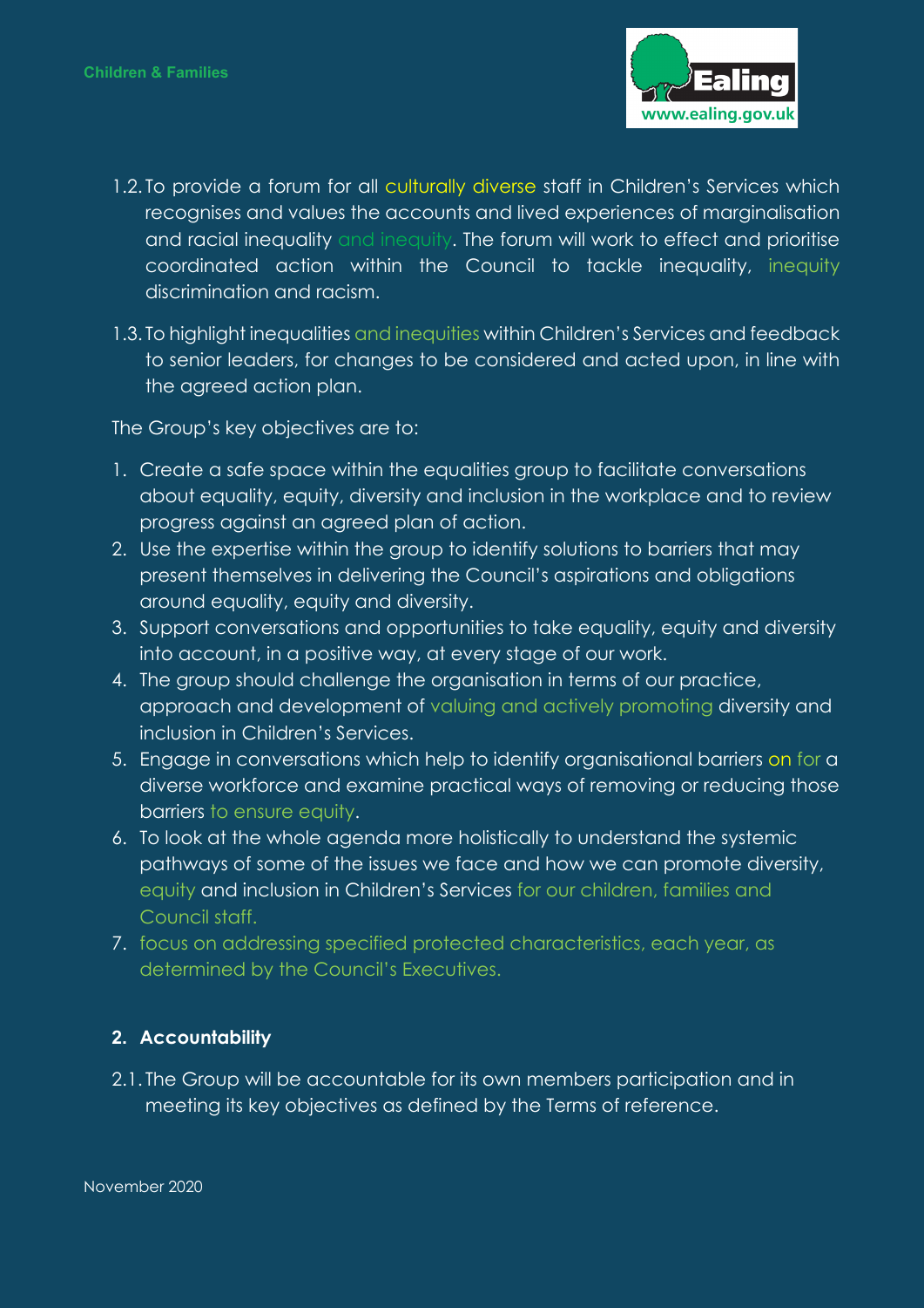1.2. To provide a forum for all culturally diverse staff in Children's Services which recognises and values the accounts and lived experiences of marginalisation and racial inequality and inequity. The forum will work to effect and prioritise coordinated action within the Council to tackle inequality, inequity discrimination and racism.

1.3. To highlight inequalities and inequities within Children's Services and feedback to senior leaders, for changes to be considered and acted upon, in line with the agreed action plan.

The Group's key objectives are to:

1. Create a safe space within the equalities group to facilitate conversations about equality, equity, diversity and inclusion in the workplace and to review progress against an agreed plan of action.
2. Use the expertise within the group to identify solutions to barriers that may present themselves in delivering the Council's aspirations and obligations around equality, equity and diversity.
3. Support conversations and opportunities to take equality, equity and diversity into account, in a positive way, at every stage of our work.
4. The group should challenge the organisation in terms of our practice, approach and development of valuing and actively promoting diversity and inclusion in Children's Services.
5. Engage in conversations which help to identify organisational barriers on for a diverse workforce and examine practical ways of removing or reducing those barriers to ensure equity.
6. To look at the whole agenda more holistically to understand the systemic pathways of some of the issues we face and how we can promote diversity, equity and inclusion in Children's Services for our children, families and Council staff.
7. focus on addressing specified protected characteristics, each year, as determined by the Council's Executives.

## 2. Accountability

2.1. The Group will be accountable for its own members participation and in meeting its key objectives as defined by the Terms of reference.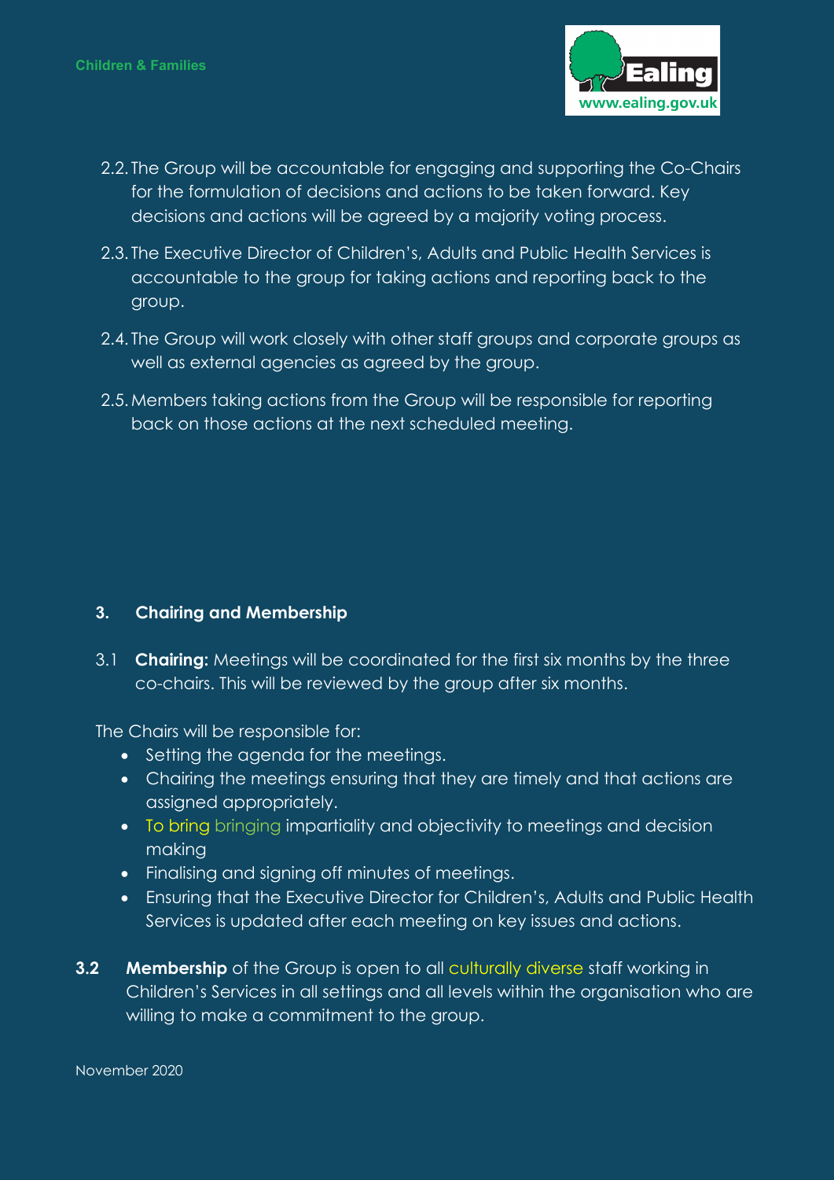2.2. The Group will be accountable for engaging and supporting the Co-Chairs for the formulation of decisions and actions to be taken forward. Key decisions and actions will be agreed by a majority voting process.

2.3. The Executive Director of Children's, Adults and Public Health Services is accountable to the group for taking actions and reporting back to the group.

2.4. The Group will work closely with other staff groups and corporate groups as well as external agencies as agreed by the group.

2.5. Members taking actions from the Group will be responsible for reporting back on those actions at the next scheduled meeting.

## 3. Chairing and Membership

3.1 **Chairing:** Meetings will be coordinated for the first six months by the three co-chairs. This will be reviewed by the group after six months.

The Chairs will be responsible for:

- Setting the agenda for the meetings.
- Chairing the meetings ensuring that they are timely and that actions are assigned appropriately.
- To bring bringing impartiality and objectivity to meetings and decision making
- Finalising and signing off minutes of meetings.
- Ensuring that the Executive Director for Children's, Adults and Public Health Services is updated after each meeting on key issues and actions.

**3.2** **Membership** of the Group is open to all culturally diverse staff working in Children's Services in all settings and all levels within the organisation who are willing to make a commitment to the group.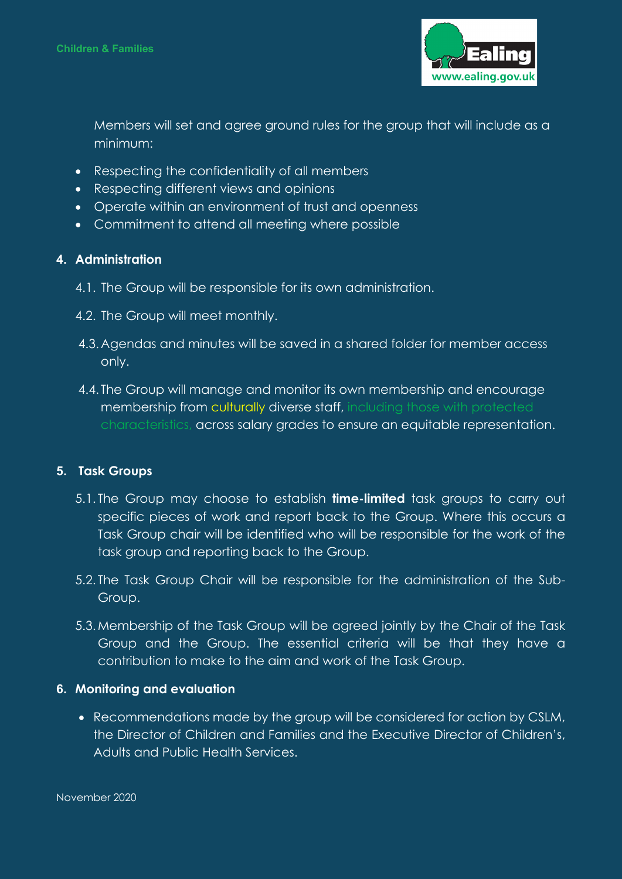Members will set and agree ground rules for the group that will include as a minimum:

- Respecting the confidentiality of all members
- Respecting different views and opinions
- Operate within an environment of trust and openness
- Commitment to attend all meeting where possible

## 4. Administration

4.1. The Group will be responsible for its own administration.

4.2. The Group will meet monthly.

4.3. Agendas and minutes will be saved in a shared folder for member access only.

4.4. The Group will manage and monitor its own membership and encourage membership from culturally diverse staff, including those with protected characteristics, across salary grades to ensure an equitable representation.

## 5. Task Groups

5.1. The Group may choose to establish **time-limited** task groups to carry out specific pieces of work and report back to the Group. Where this occurs a Task Group chair will be identified who will be responsible for the work of the task group and reporting back to the Group.

5.2. The Task Group Chair will be responsible for the administration of the Sub-Group.

5.3. Membership of the Task Group will be agreed jointly by the Chair of the Task Group and the Group. The essential criteria will be that they have a contribution to make to the aim and work of the Task Group.

## 6. Monitoring and evaluation

- Recommendations made by the group will be considered for action by CSLM, the Director of Children and Families and the Executive Director of Children's, Adults and Public Health Services.

November 2020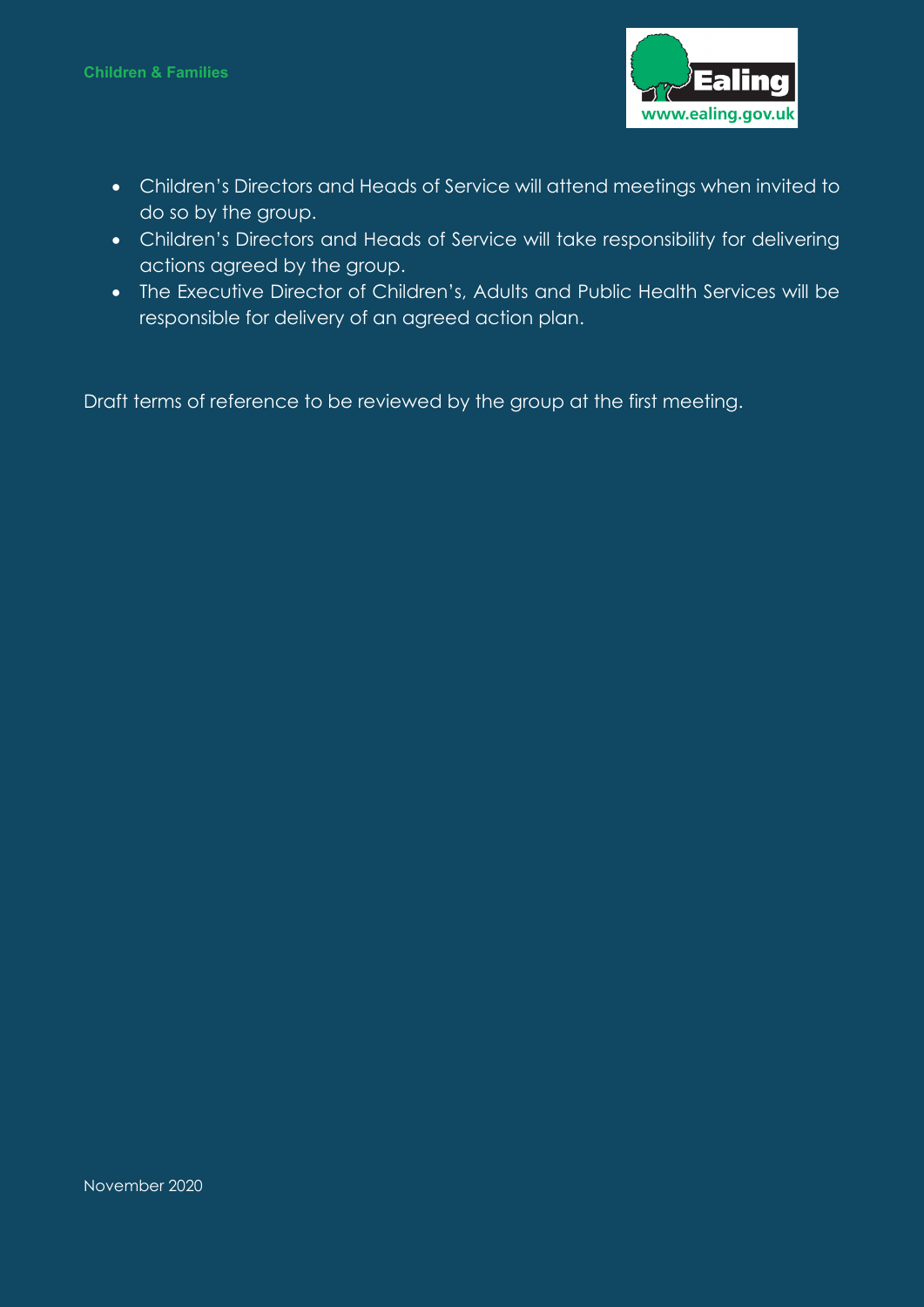- Children's Directors and Heads of Service will attend meetings when invited to do so by the group.
- Children's Directors and Heads of Service will take responsibility for delivering actions agreed by the group.
- The Executive Director of Children's, Adults and Public Health Services will be responsible for delivery of an agreed action plan.

Draft terms of reference to be reviewed by the group at the first meeting.

November 2020